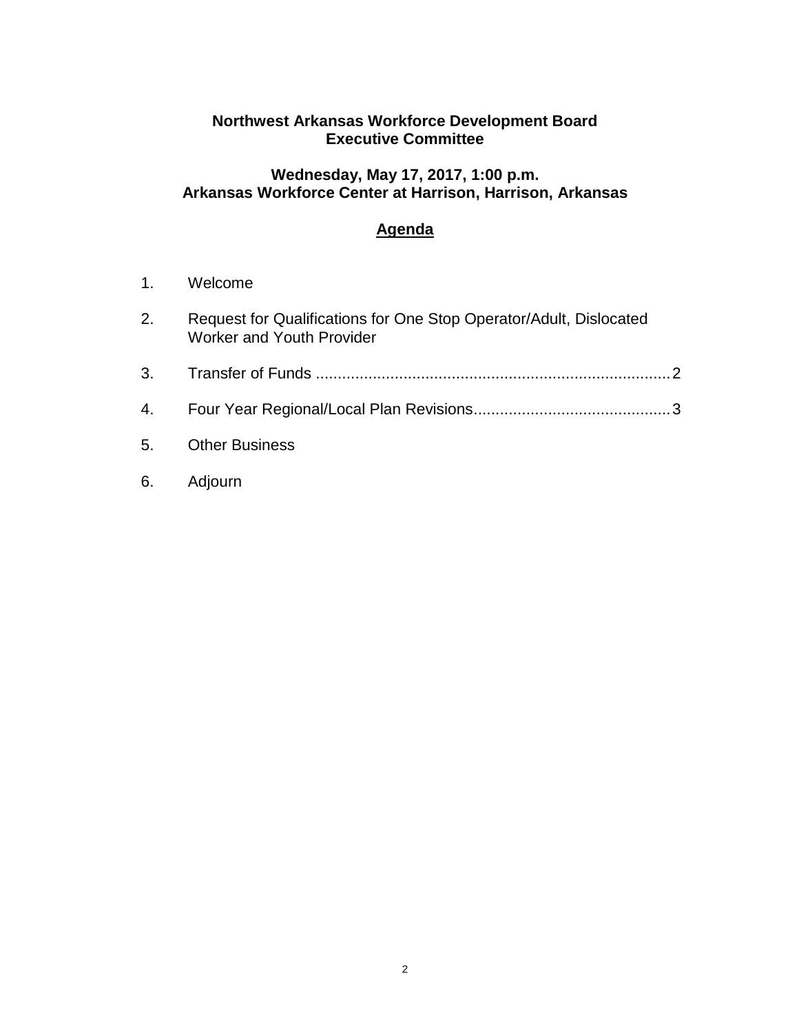**Northwest Arkansas Workforce Development Board**
**Executive Committee**

**Wednesday, May 17, 2017, 1:00 p.m.**
**Arkansas Workforce Center at Harrison, Harrison, Arkansas**

## Agenda

1. Welcome

2. Request for Qualifications for One Stop Operator/Adult, Dislocated Worker and Youth Provider

3. Transfer of Funds ................................................................................. 2

4. Four Year Regional/Local Plan Revisions............................................. 3

5. Other Business

6. Adjourn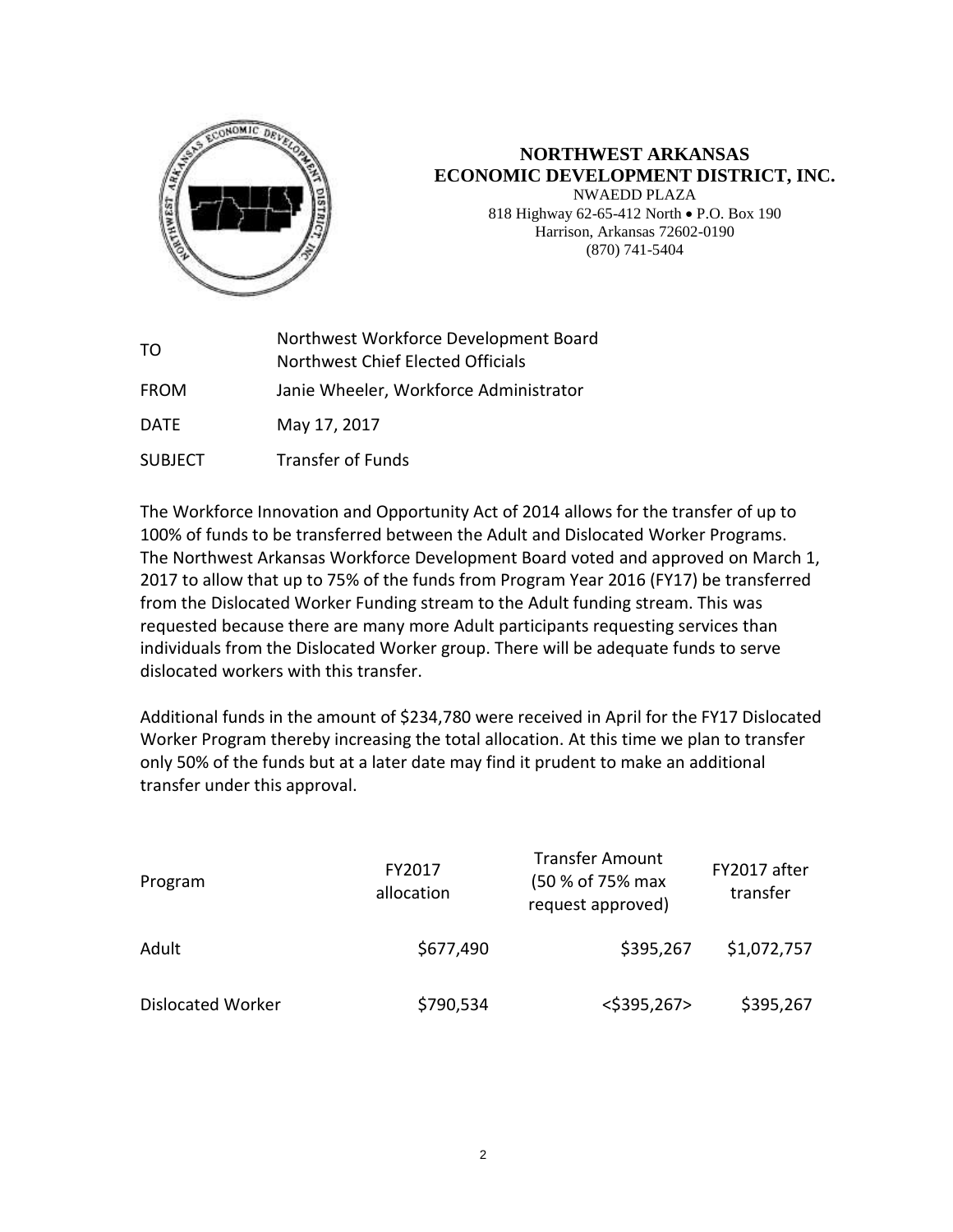# NORTHWEST ARKANSAS ECONOMIC DEVELOPMENT DISTRICT, INC.

NWAEDD PLAZA
818 Highway 62-65-412 North • P.O. Box 190
Harrison, Arkansas 72602-0190
(870) 741-5404

| | |
|---|---|
| TO | Northwest Workforce Development Board<br>Northwest Chief Elected Officials |
| FROM | Janie Wheeler, Workforce Administrator |
| DATE | May 17, 2017 |
| SUBJECT | Transfer of Funds |

The Workforce Innovation and Opportunity Act of 2014 allows for the transfer of up to 100% of funds to be transferred between the Adult and Dislocated Worker Programs. The Northwest Arkansas Workforce Development Board voted and approved on March 1, 2017 to allow that up to 75% of the funds from Program Year 2016 (FY17) be transferred from the Dislocated Worker Funding stream to the Adult funding stream. This was requested because there are many more Adult participants requesting services than individuals from the Dislocated Worker group. There will be adequate funds to serve dislocated workers with this transfer.

Additional funds in the amount of $234,780 were received in April for the FY17 Dislocated Worker Program thereby increasing the total allocation. At this time we plan to transfer only 50% of the funds but at a later date may find it prudent to make an additional transfer under this approval.

| Program | FY2017 allocation | Transfer Amount (50 % of 75% max request approved) | FY2017 after transfer |
|---|---|---|---|
| Adult | $677,490 | $395,267 | $1,072,757 |
| Dislocated Worker | $790,534 | <$395,267> | $395,267 |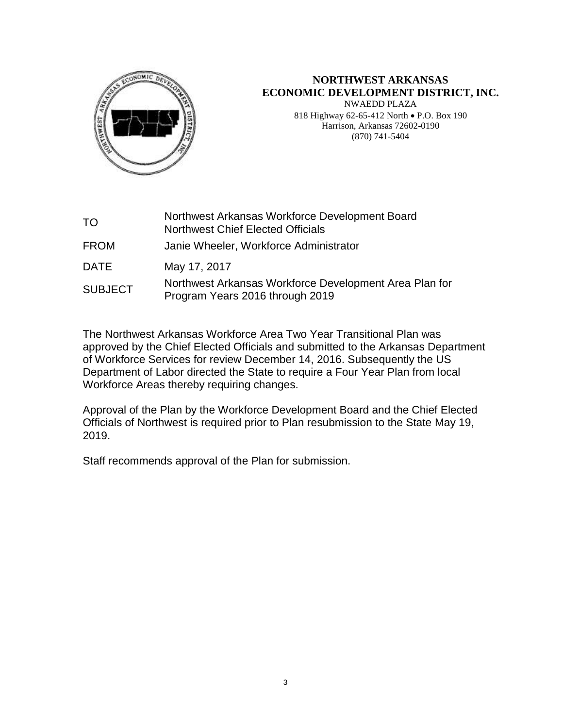**NORTHWEST ARKANSAS**
**ECONOMIC DEVELOPMENT DISTRICT, INC.**
NWAEDD PLAZA
818 Highway 62-65-412 North • P.O. Box 190
Harrison, Arkansas 72602-0190
(870) 741-5404

| | |
|---|---|
| TO | Northwest Arkansas Workforce Development Board<br>Northwest Chief Elected Officials |
| FROM | Janie Wheeler, Workforce Administrator |
| DATE | May 17, 2017 |
| SUBJECT | Northwest Arkansas Workforce Development Area Plan for Program Years 2016 through 2019 |

The Northwest Arkansas Workforce Area Two Year Transitional Plan was approved by the Chief Elected Officials and submitted to the Arkansas Department of Workforce Services for review December 14, 2016. Subsequently the US Department of Labor directed the State to require a Four Year Plan from local Workforce Areas thereby requiring changes.

Approval of the Plan by the Workforce Development Board and the Chief Elected Officials of Northwest is required prior to Plan resubmission to the State May 19, 2019.

Staff recommends approval of the Plan for submission.